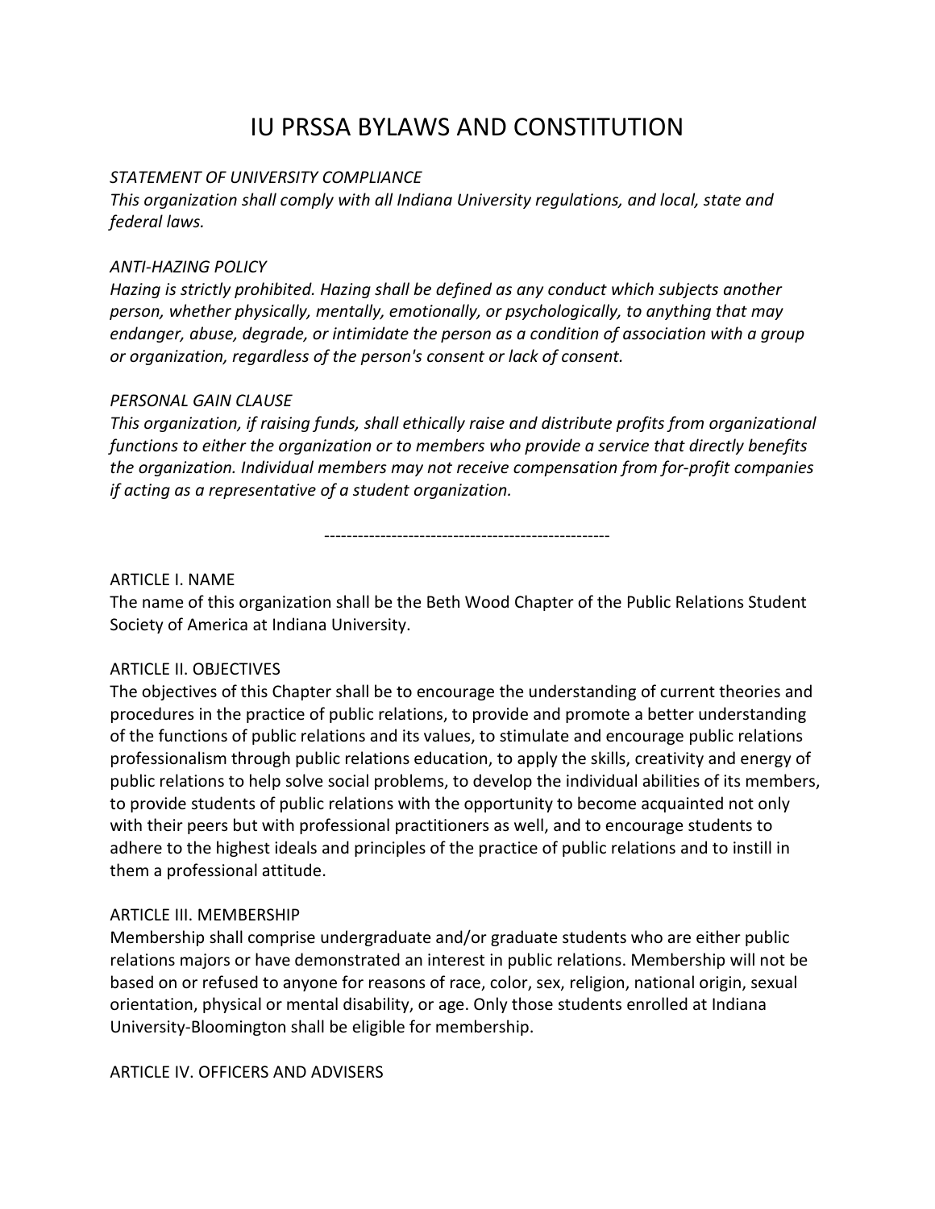# IU PRSSA BYLAWS AND CONSTITUTION

*STATEMENT OF UNIVERSITY COMPLIANCE*
*This organization shall comply with all Indiana University regulations, and local, state and federal laws.*

*ANTI-HAZING POLICY*
*Hazing is strictly prohibited. Hazing shall be defined as any conduct which subjects another person, whether physically, mentally, emotionally, or psychologically, to anything that may endanger, abuse, degrade, or intimidate the person as a condition of association with a group or organization, regardless of the person's consent or lack of consent.*

*PERSONAL GAIN CLAUSE*
*This organization, if raising funds, shall ethically raise and distribute profits from organizational functions to either the organization or to members who provide a service that directly benefits the organization. Individual members may not receive compensation from for-profit companies if acting as a representative of a student organization.*

---

## ARTICLE I. NAME

The name of this organization shall be the Beth Wood Chapter of the Public Relations Student Society of America at Indiana University.

## ARTICLE II. OBJECTIVES

The objectives of this Chapter shall be to encourage the understanding of current theories and procedures in the practice of public relations, to provide and promote a better understanding of the functions of public relations and its values, to stimulate and encourage public relations professionalism through public relations education, to apply the skills, creativity and energy of public relations to help solve social problems, to develop the individual abilities of its members, to provide students of public relations with the opportunity to become acquainted not only with their peers but with professional practitioners as well, and to encourage students to adhere to the highest ideals and principles of the practice of public relations and to instill in them a professional attitude.

## ARTICLE III. MEMBERSHIP

Membership shall comprise undergraduate and/or graduate students who are either public relations majors or have demonstrated an interest in public relations. Membership will not be based on or refused to anyone for reasons of race, color, sex, religion, national origin, sexual orientation, physical or mental disability, or age. Only those students enrolled at Indiana University-Bloomington shall be eligible for membership.

## ARTICLE IV. OFFICERS AND ADVISERS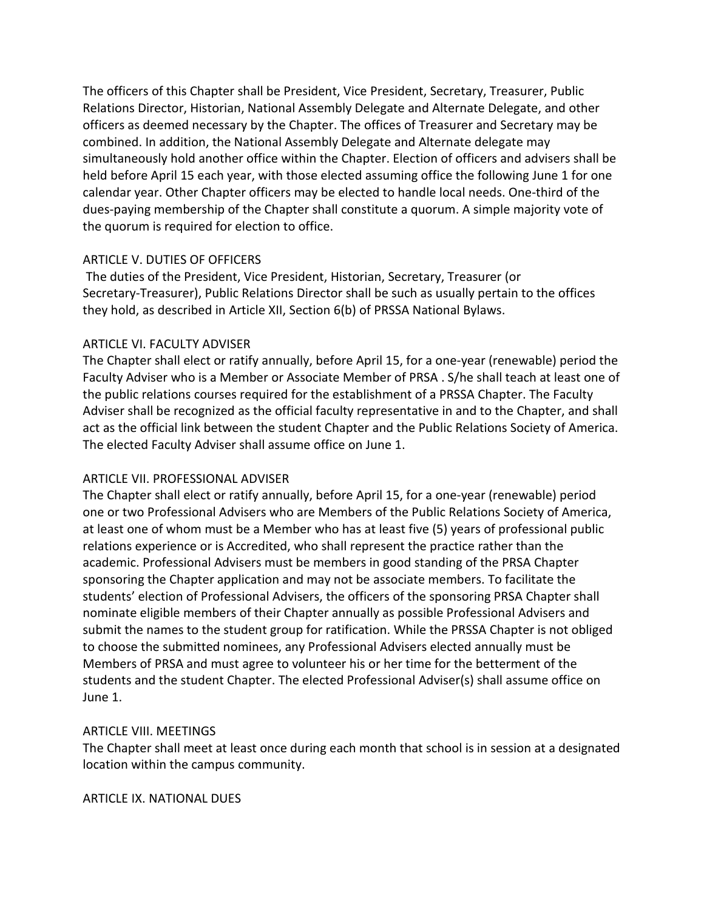The officers of this Chapter shall be President, Vice President, Secretary, Treasurer, Public Relations Director, Historian, National Assembly Delegate and Alternate Delegate, and other officers as deemed necessary by the Chapter. The offices of Treasurer and Secretary may be combined. In addition, the National Assembly Delegate and Alternate delegate may simultaneously hold another office within the Chapter. Election of officers and advisers shall be held before April 15 each year, with those elected assuming office the following June 1 for one calendar year. Other Chapter officers may be elected to handle local needs. One-third of the dues-paying membership of the Chapter shall constitute a quorum. A simple majority vote of the quorum is required for election to office.

## ARTICLE V. DUTIES OF OFFICERS

The duties of the President, Vice President, Historian, Secretary, Treasurer (or Secretary-Treasurer), Public Relations Director shall be such as usually pertain to the offices they hold, as described in Article XII, Section 6(b) of PRSSA National Bylaws.

## ARTICLE VI. FACULTY ADVISER

The Chapter shall elect or ratify annually, before April 15, for a one-year (renewable) period the Faculty Adviser who is a Member or Associate Member of PRSA . S/he shall teach at least one of the public relations courses required for the establishment of a PRSSA Chapter. The Faculty Adviser shall be recognized as the official faculty representative in and to the Chapter, and shall act as the official link between the student Chapter and the Public Relations Society of America. The elected Faculty Adviser shall assume office on June 1.

## ARTICLE VII. PROFESSIONAL ADVISER

The Chapter shall elect or ratify annually, before April 15, for a one-year (renewable) period one or two Professional Advisers who are Members of the Public Relations Society of America, at least one of whom must be a Member who has at least five (5) years of professional public relations experience or is Accredited, who shall represent the practice rather than the academic. Professional Advisers must be members in good standing of the PRSA Chapter sponsoring the Chapter application and may not be associate members. To facilitate the students' election of Professional Advisers, the officers of the sponsoring PRSA Chapter shall nominate eligible members of their Chapter annually as possible Professional Advisers and submit the names to the student group for ratification. While the PRSSA Chapter is not obliged to choose the submitted nominees, any Professional Advisers elected annually must be Members of PRSA and must agree to volunteer his or her time for the betterment of the students and the student Chapter. The elected Professional Adviser(s) shall assume office on June 1.

## ARTICLE VIII. MEETINGS

The Chapter shall meet at least once during each month that school is in session at a designated location within the campus community.

## ARTICLE IX. NATIONAL DUES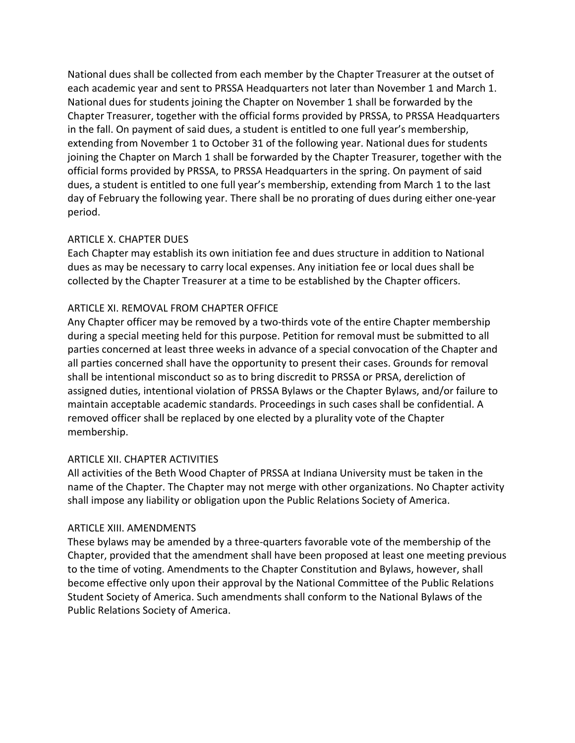National dues shall be collected from each member by the Chapter Treasurer at the outset of each academic year and sent to PRSSA Headquarters not later than November 1 and March 1. National dues for students joining the Chapter on November 1 shall be forwarded by the Chapter Treasurer, together with the official forms provided by PRSSA, to PRSSA Headquarters in the fall. On payment of said dues, a student is entitled to one full year's membership, extending from November 1 to October 31 of the following year. National dues for students joining the Chapter on March 1 shall be forwarded by the Chapter Treasurer, together with the official forms provided by PRSSA, to PRSSA Headquarters in the spring. On payment of said dues, a student is entitled to one full year's membership, extending from March 1 to the last day of February the following year. There shall be no prorating of dues during either one-year period.

## ARTICLE X. CHAPTER DUES

Each Chapter may establish its own initiation fee and dues structure in addition to National dues as may be necessary to carry local expenses. Any initiation fee or local dues shall be collected by the Chapter Treasurer at a time to be established by the Chapter officers.

## ARTICLE XI. REMOVAL FROM CHAPTER OFFICE

Any Chapter officer may be removed by a two-thirds vote of the entire Chapter membership during a special meeting held for this purpose. Petition for removal must be submitted to all parties concerned at least three weeks in advance of a special convocation of the Chapter and all parties concerned shall have the opportunity to present their cases. Grounds for removal shall be intentional misconduct so as to bring discredit to PRSSA or PRSA, dereliction of assigned duties, intentional violation of PRSSA Bylaws or the Chapter Bylaws, and/or failure to maintain acceptable academic standards. Proceedings in such cases shall be confidential. A removed officer shall be replaced by one elected by a plurality vote of the Chapter membership.

## ARTICLE XII. CHAPTER ACTIVITIES

All activities of the Beth Wood Chapter of PRSSA at Indiana University must be taken in the name of the Chapter. The Chapter may not merge with other organizations. No Chapter activity shall impose any liability or obligation upon the Public Relations Society of America.

## ARTICLE XIII. AMENDMENTS

These bylaws may be amended by a three-quarters favorable vote of the membership of the Chapter, provided that the amendment shall have been proposed at least one meeting previous to the time of voting. Amendments to the Chapter Constitution and Bylaws, however, shall become effective only upon their approval by the National Committee of the Public Relations Student Society of America. Such amendments shall conform to the National Bylaws of the Public Relations Society of America.